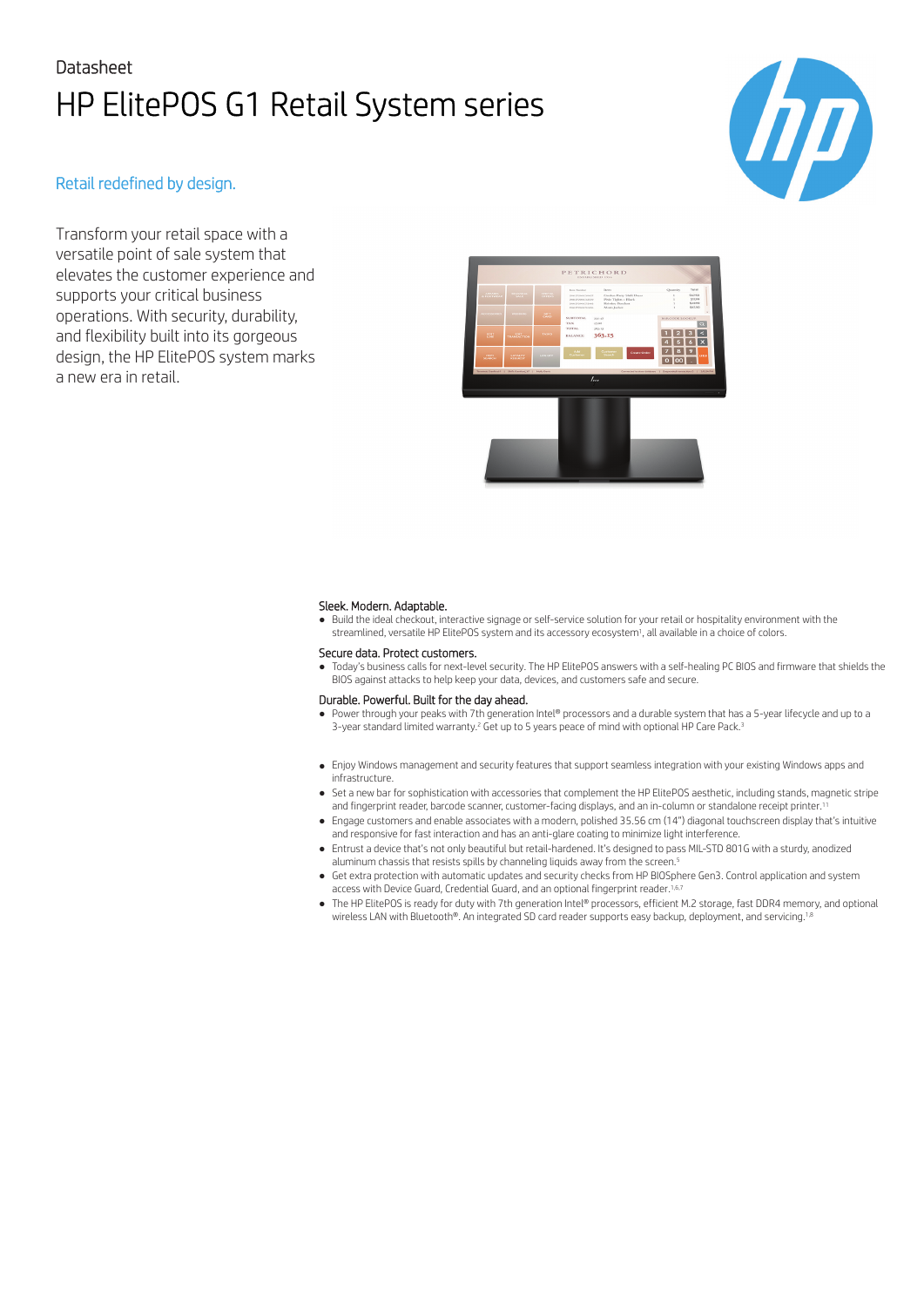Datasheet

# HP ElitePOS G1 Retail System series

## Retail redefined by design.

Transform your retail space with a versatile point of sale system that elevates the customer experience and supports your critical business operations. With security, durability, and flexibility built into its gorgeous design, the HP ElitePOS system marks a new era in retail.

### Sleek. Modern. Adaptable.

- Build the ideal checkout, interactive signage or self-service solution for your retail or hospitality environment with the streamlined, versatile HP ElitePOS system and its accessory ecosystem[1], all available in a choice of colors.

### Secure data. Protect customers.

- Today's business calls for next-level security. The HP ElitePOS answers with a self-healing PC BIOS and firmware that shields the BIOS against attacks to help keep your data, devices, and customers safe and secure.

### Durable. Powerful. Built for the day ahead.

- Power through your peaks with 7th generation Intel® processors and a durable system that has a 5-year lifecycle and up to a 3-year standard limited warranty.[2] Get up to 5 years peace of mind with optional HP Care Pack.[3]

- Enjoy Windows management and security features that support seamless integration with your existing Windows apps and infrastructure.
- Set a new bar for sophistication with accessories that complement the HP ElitePOS aesthetic, including stands, magnetic stripe and fingerprint reader, barcode scanner, customer-facing displays, and an in-column or standalone receipt printer.[11]
- Engage customers and enable associates with a modern, polished 35.56 cm (14") diagonal touchscreen display that's intuitive and responsive for fast interaction and has an anti-glare coating to minimize light interference.
- Entrust a device that's not only beautiful but retail-hardened. It's designed to pass MIL-STD 801G with a sturdy, anodized aluminum chassis that resists spills by channeling liquids away from the screen.[5]
- Get extra protection with automatic updates and security checks from HP BIOSphere Gen3. Control application and system access with Device Guard, Credential Guard, and an optional fingerprint reader.[1,6,7]
- The HP ElitePOS is ready for duty with 7th generation Intel® processors, efficient M.2 storage, fast DDR4 memory, and optional wireless LAN with Bluetooth®. An integrated SD card reader supports easy backup, deployment, and servicing.[1,8]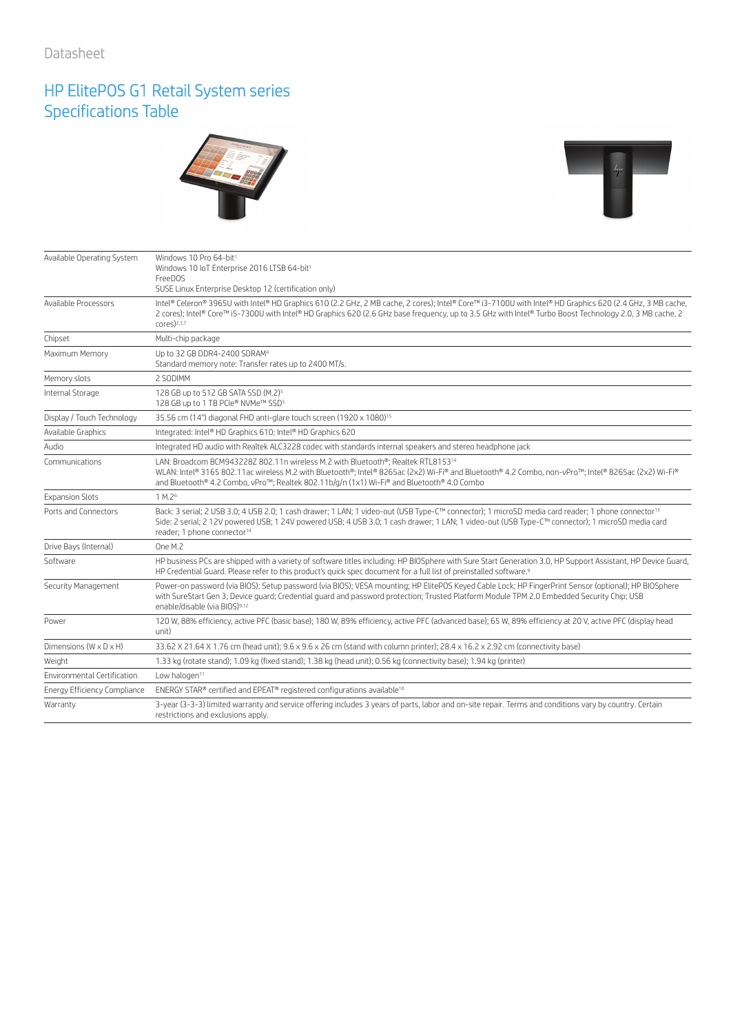Datasheet

# HP ElitePOS G1 Retail System series Specifications Table

| | |
|---|---|
| Available Operating System | Windows 10 Pro 64-bit[1]<br>Windows 10 IoT Enterprise 2016 LTSB 64-bit[1]<br>FreeDOS<br>SUSE Linux Enterprise Desktop 12 (certification only) |
| Available Processors | Intel® Celeron® 3965U with Intel® HD Graphics 610 (2.2 GHz, 2 MB cache, 2 cores); Intel® Core™ i3-7100U with Intel® HD Graphics 620 (2.4 GHz, 3 MB cache, 2 cores); Intel® Core™ i5-7300U with Intel® HD Graphics 620 (2.6 GHz base frequency, up to 3.5 GHz with Intel® Turbo Boost Technology 2.0, 3 MB cache, 2 cores)[2,3,7] |
| Chipset | Multi-chip package |
| Maximum Memory | Up to 32 GB DDR4-2400 SDRAM[4]<br>Standard memory note: Transfer rates up to 2400 MT/s. |
| Memory slots | 2 SODIMM |
| Internal Storage | 128 GB up to 512 GB SATA SSD (M.2)[5]<br>128 GB up to 1 TB PCIe® NVMe™ SSD[5] |
| Display / Touch Technology | 35.56 cm (14") diagonal FHD anti-glare touch screen (1920 x 1080)[15] |
| Available Graphics | Integrated: Intel® HD Graphics 610; Intel® HD Graphics 620 |
| Audio | Integrated HD audio with Realtek ALC3228 codec with standards internal speakers and stereo headphone jack |
| Communications | LAN: Broadcom BCM943228Z 802.11n wireless M.2 with Bluetooth®; Realtek RTL8153[14]<br>WLAN: Intel® 3165 802.11ac wireless M.2 with Bluetooth®; Intel® 8265ac (2x2) Wi-Fi® and Bluetooth® 4.2 Combo, non-vPro™; Intel® 8265ac (2x2) Wi-Fi® and Bluetooth® 4.2 Combo, vPro™; Realtek 802.11b/g/n (1x1) Wi-Fi® and Bluetooth® 4.0 Combo |
| Expansion Slots | 1 M.2[6] |
| Ports and Connectors | Back: 3 serial; 2 USB 3.0; 4 USB 2.0; 1 cash drawer; 1 LAN; 1 video-out (USB Type-C™ connector); 1 microSD media card reader; 1 phone connector[13]<br>Side: 2 serial; 2 12V powered USB; 1 24V powered USB; 4 USB 3.0; 1 cash drawer; 1 LAN; 1 video-out (USB Type-C™ connector); 1 microSD media card reader; 1 phone connector[14] |
| Drive Bays (Internal) | One M.2 |
| Software | HP business PCs are shipped with a variety of software titles including: HP BIOSphere with Sure Start Generation 3.0, HP Support Assistant, HP Device Guard, HP Credential Guard. Please refer to this product's quick spec document for a full list of preinstalled software.[9] |
| Security Management | Power-on password (via BIOS); Setup password (via BIOS); VESA mounting; HP ElitePOS Keyed Cable Lock; HP FingerPrint Sensor (optional); HP BIOSphere with SureStart Gen 3; Device guard; Credential guard and password protection; Trusted Platform Module TPM 2.0 Embedded Security Chip; USB enable/disable (via BIOS)[9,12] |
| Power | 120 W, 88% efficiency, active PFC (basic base); 180 W, 89% efficiency, active PFC (advanced base); 65 W, 89% efficiency at 20 V, active PFC (display head unit) |
| Dimensions (W x D x H) | 33.62 X 21.64 X 1.76 cm (head unit); 9.6 x 9.6 x 26 cm (stand with column printer); 28.4 x 16.2 x 2.92 cm (connectivity base) |
| Weight | 1.33 kg (rotate stand); 1.09 kg (fixed stand); 1.38 kg (head unit); 0.56 kg (connectivity base); 1.94 kg (printer) |
| Environmental Certification | Low halogen[11] |
| Energy Efficiency Compliance | ENERGY STAR® certified and EPEAT® registered configurations available[10] |
| Warranty | 3-year (3-3-3) limited warranty and service offering includes 3 years of parts, labor and on-site repair. Terms and conditions vary by country. Certain restrictions and exclusions apply. |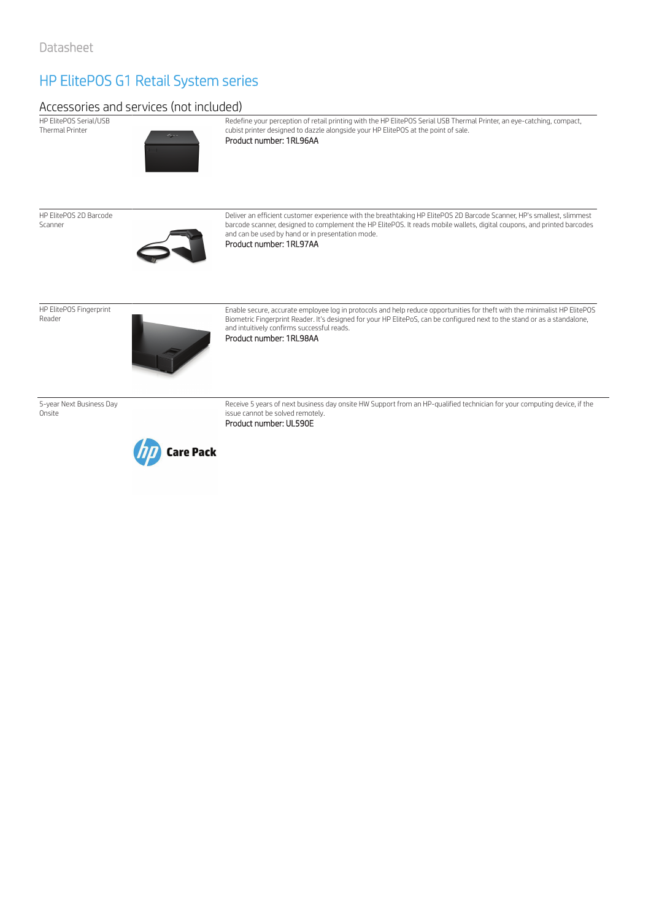Datasheet

# HP ElitePOS G1 Retail System series

## Accessories and services (not included)

| | |
|---|---|
| HP ElitePOS Serial/USB Thermal Printer | Redefine your perception of retail printing with the HP ElitePOS Serial USB Thermal Printer, an eye-catching, compact, cubist printer designed to dazzle alongside your HP ElitePOS at the point of sale.<br>Product number: 1RL96AA |
| HP ElitePOS 2D Barcode Scanner | Deliver an efficient customer experience with the breathtaking HP ElitePOS 2D Barcode Scanner, HP's smallest, slimmest barcode scanner, designed to complement the HP ElitePOS. It reads mobile wallets, digital coupons, and printed barcodes and can be used by hand or in presentation mode.<br>Product number: 1RL97AA |
| HP ElitePOS Fingerprint Reader | Enable secure, accurate employee log in protocols and help reduce opportunities for theft with the minimalist HP ElitePOS Biometric Fingerprint Reader. It's designed for your HP ElitePoS, can be configured next to the stand or as a standalone, and intuitively confirms successful reads.<br>Product number: 1RL98AA |
| 5-year Next Business Day Onsite | Receive 5 years of next business day onsite HW Support from an HP-qualified technician for your computing device, if the issue cannot be solved remotely.<br>Product number: UL590E |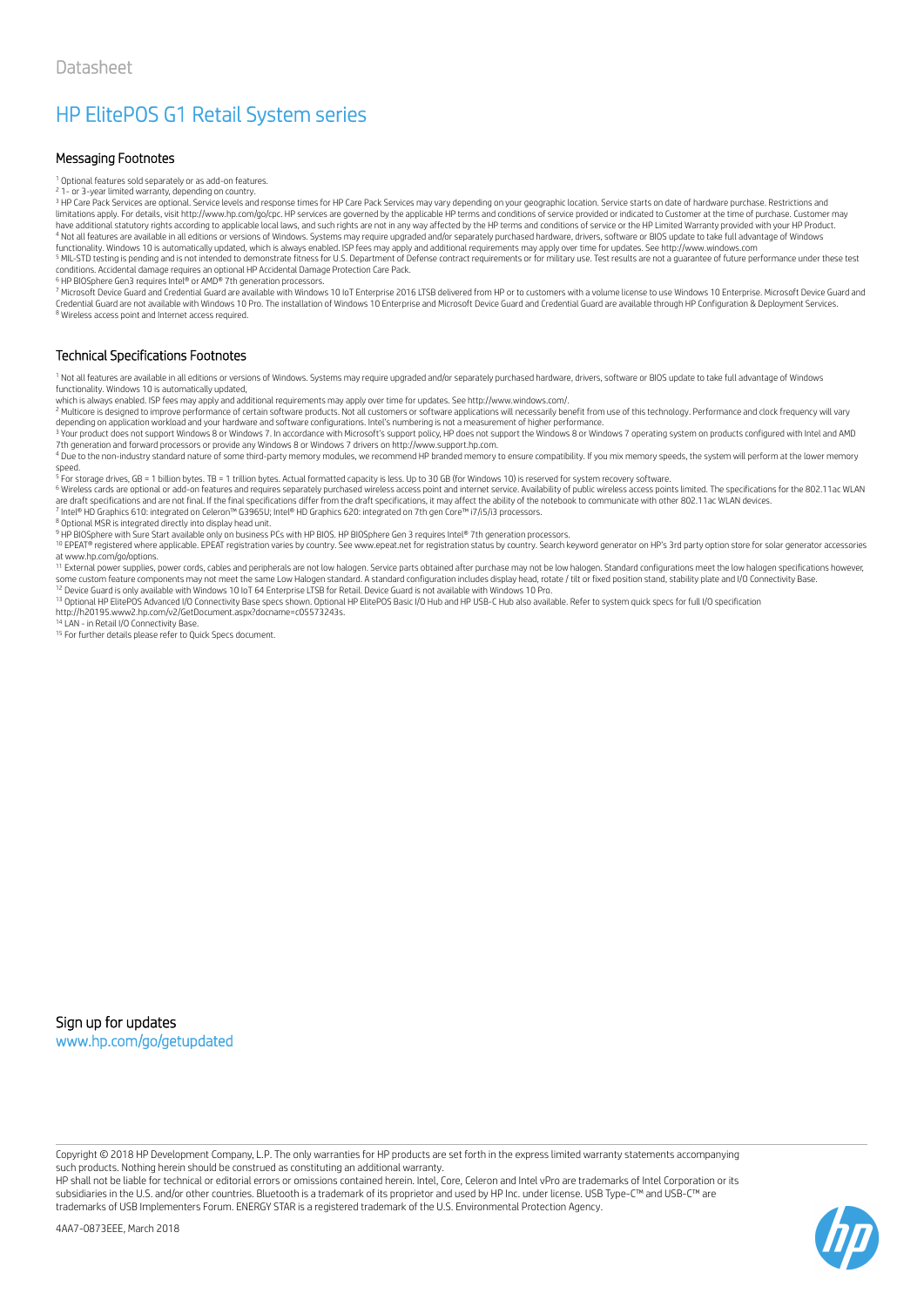Datasheet

# HP ElitePOS G1 Retail System series

## Messaging Footnotes

[1] Optional features sold separately or as add-on features.
[2] 1- or 3-year limited warranty, depending on country.
[3] HP Care Pack Services are optional. Service levels and response times for HP Care Pack Services may vary depending on your geographic location. Service starts on date of hardware purchase. Restrictions and limitations apply. For details, visit http://www.hp.com/go/cpc. HP services are governed by the applicable HP terms and conditions of service provided or indicated to Customer at the time of purchase. Customer may have additional statutory rights according to applicable local laws, and such rights are not in any way affected by the HP terms and conditions of service or the HP Limited Warranty provided with your HP Product.
[4] Not all features are available in all editions or versions of Windows. Systems may require upgraded and/or separately purchased hardware, drivers, software or BIOS update to take full advantage of Windows functionality. Windows 10 is automatically updated, which is always enabled. ISP fees may apply and additional requirements may apply over time for updates. See http://www.windows.com
[5] MIL-STD testing is pending and is not intended to demonstrate fitness for U.S. Department of Defense contract requirements or for military use. Test results are not a guarantee of future performance under these test conditions. Accidental damage requires an optional HP Accidental Damage Protection Care Pack.
[6] HP BIOSphere Gen3 requires Intel® or AMD® 7th generation processors.
[7] Microsoft Device Guard and Credential Guard are available with Windows 10 IoT Enterprise 2016 LTSB delivered from HP or to customers with a volume license to use Windows 10 Enterprise. Microsoft Device Guard and Credential Guard are not available with Windows 10 Pro. The installation of Windows 10 Enterprise and Microsoft Device Guard and Credential Guard are available through HP Configuration & Deployment Services.
[8] Wireless access point and Internet access required.

## Technical Specifications Footnotes

[1] Not all features are available in all editions or versions of Windows. Systems may require upgraded and/or separately purchased hardware, drivers, software or BIOS update to take full advantage of Windows functionality. Windows 10 is automatically updated, which is always enabled. ISP fees may apply and additional requirements may apply over time for updates. See http://www.windows.com/.
[2] Multicore is designed to improve performance of certain software products. Not all customers or software applications will necessarily benefit from use of this technology. Performance and clock frequency will vary depending on application workload and your hardware and software configurations. Intel's numbering is not a measurement of higher performance.
[3] Your product does not support Windows 8 or Windows 7. In accordance with Microsoft's support policy, HP does not support the Windows 8 or Windows 7 operating system on products configured with Intel and AMD 7th generation and forward processors or provide any Windows 8 or Windows 7 drivers on http://www.support.hp.com.
[4] Due to the non-industry standard nature of some third-party memory modules, we recommend HP branded memory to ensure compatibility. If you mix memory speeds, the system will perform at the lower memory speed.
[5] For storage drives, GB = 1 billion bytes. TB = 1 trillion bytes. Actual formatted capacity is less. Up to 30 GB (for Windows 10) is reserved for system recovery software.
[6] Wireless cards are optional or add-on features and requires separately purchased wireless access point and internet service. Availability of public wireless access points limited. The specifications for the 802.11ac WLAN are draft specifications and are not final. If the final specifications differ from the draft specifications, it may affect the ability of the notebook to communicate with other 802.11ac WLAN devices.
[7] Intel® HD Graphics 610: integrated on Celeron™ G3965U; Intel® HD Graphics 620: integrated on 7th gen Core™ i7/i5/i3 processors.
[8] Optional MSR is integrated directly into display head unit.
[9] HP BIOSphere with Sure Start available only on business PCs with HP BIOS. HP BIOSphere Gen 3 requires Intel® 7th generation processors.
[10] EPEAT® registered where applicable. EPEAT registration varies by country. See www.epeat.net for registration status by country. Search keyword generator on HP's 3rd party option store for solar generator accessories at www.hp.com/go/options.
[11] External power supplies, power cords, cables and peripherals are not low halogen. Service parts obtained after purchase may not be low halogen. Standard configurations meet the low halogen specifications however, some custom feature components may not meet the same Low Halogen standard. A standard configuration includes display head, rotate / tilt or fixed position stand, stability plate and I/O Connectivity Base.
[12] Device Guard is only available with Windows 10 IoT 64 Enterprise LTSB for Retail. Device Guard is not available with Windows 10 Pro.
[13] Optional HP ElitePOS Advanced I/O Connectivity Base specs shown. Optional HP ElitePOS Basic I/O Hub and HP USB-C Hub also available. Refer to system quick specs for full I/O specification http://h20195.www2.hp.com/v2/GetDocument.aspx?docname=c05573243s.
[14] LAN - in Retail I/O Connectivity Base.
[15] For further details please refer to Quick Specs document.

Sign up for updates
www.hp.com/go/getupdated

Copyright © 2018 HP Development Company, L.P. The only warranties for HP products are set forth in the express limited warranty statements accompanying such products. Nothing herein should be construed as constituting an additional warranty.
HP shall not be liable for technical or editorial errors or omissions contained herein. Intel, Core, Celeron and Intel vPro are trademarks of Intel Corporation or its subsidiaries in the U.S. and/or other countries. Bluetooth is a trademark of its proprietor and used by HP Inc. under license. USB Type-C™ and USB-C™ are trademarks of USB Implementers Forum. ENERGY STAR is a registered trademark of the U.S. Environmental Protection Agency.

4AA7-0873EEE, March 2018